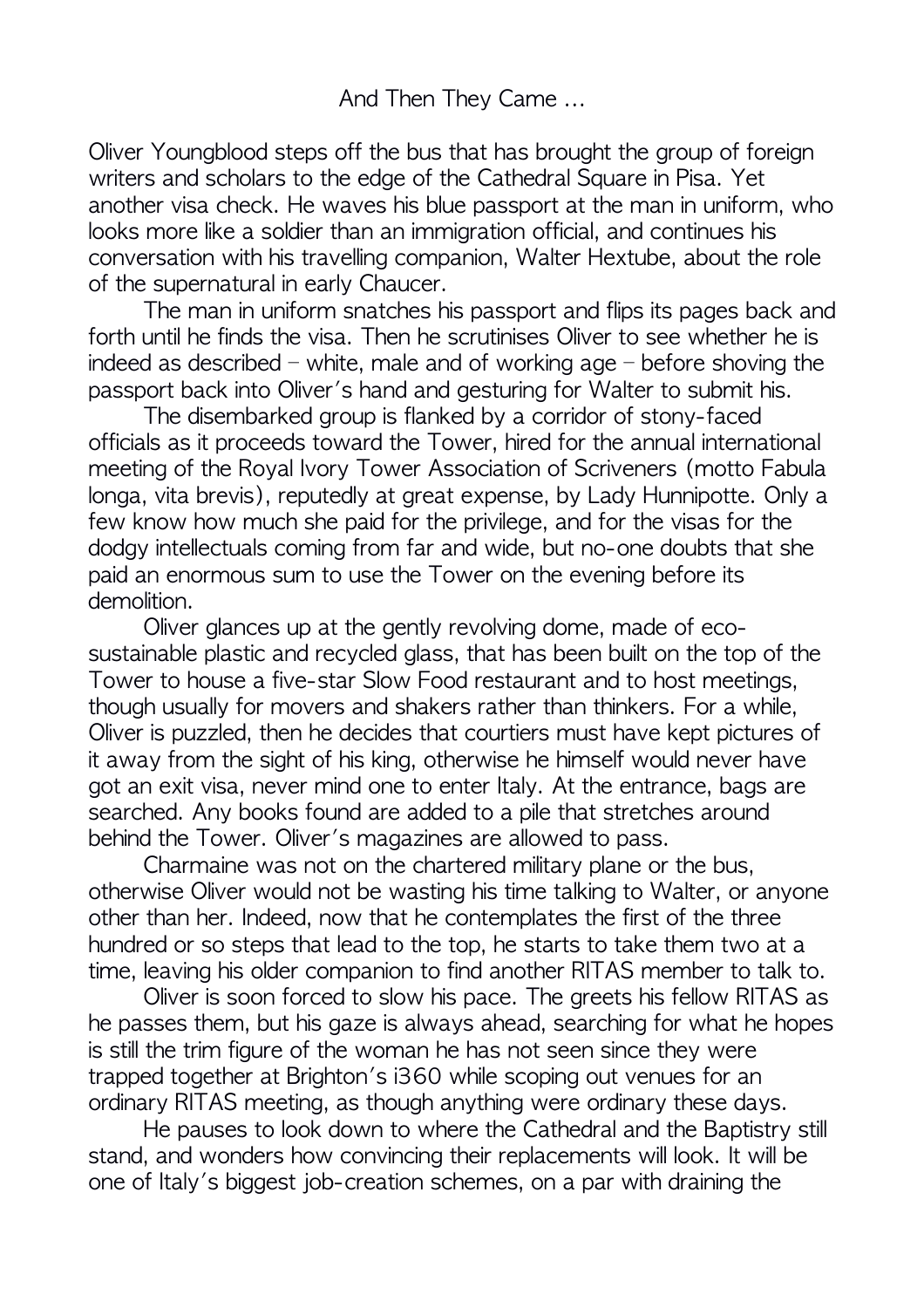# And Then They Came …

Oliver Youngblood steps off the bus that has brought the group of foreign writers and scholars to the edge of the Cathedral Square in Pisa. Yet another visa check. He waves his blue passport at the man in uniform, who looks more like a soldier than an immigration official, and continues his conversation with his travelling companion, Walter Hextube, about the role of the supernatural in early Chaucer.

The man in uniform snatches his passport and flips its pages back and forth until he finds the visa. Then he scrutinises Oliver to see whether he is indeed as described – white, male and of working age – before shoving the passport back into Oliver's hand and gesturing for Walter to submit his.

The disembarked group is flanked by a corridor of stony-faced officials as it proceeds toward the Tower, hired for the annual international meeting of the Royal Ivory Tower Association of Scriveners (motto Fabula longa, vita brevis), reputedly at great expense, by Lady Hunnipotte. Only a few know how much she paid for the privilege, and for the visas for the dodgy intellectuals coming from far and wide, but no-one doubts that she paid an enormous sum to use the Tower on the evening before its demolition.

Oliver glances up at the gently revolving dome, made of eco-sustainable plastic and recycled glass, that has been built on the top of the Tower to house a five-star Slow Food restaurant and to host meetings, though usually for movers and shakers rather than thinkers. For a while, Oliver is puzzled, then he decides that courtiers must have kept pictures of it away from the sight of his king, otherwise he himself would never have got an exit visa, never mind one to enter Italy. At the entrance, bags are searched. Any books found are added to a pile that stretches around behind the Tower. Oliver's magazines are allowed to pass.

Charmaine was not on the chartered military plane or the bus, otherwise Oliver would not be wasting his time talking to Walter, or anyone other than her. Indeed, now that he contemplates the first of the three hundred or so steps that lead to the top, he starts to take them two at a time, leaving his older companion to find another RITAS member to talk to.

Oliver is soon forced to slow his pace. The greets his fellow RITAS as he passes them, but his gaze is always ahead, searching for what he hopes is still the trim figure of the woman he has not seen since they were trapped together at Brighton's i360 while scoping out venues for an ordinary RITAS meeting, as though anything were ordinary these days.

He pauses to look down to where the Cathedral and the Baptistry still stand, and wonders how convincing their replacements will look. It will be one of Italy's biggest job-creation schemes, on a par with draining the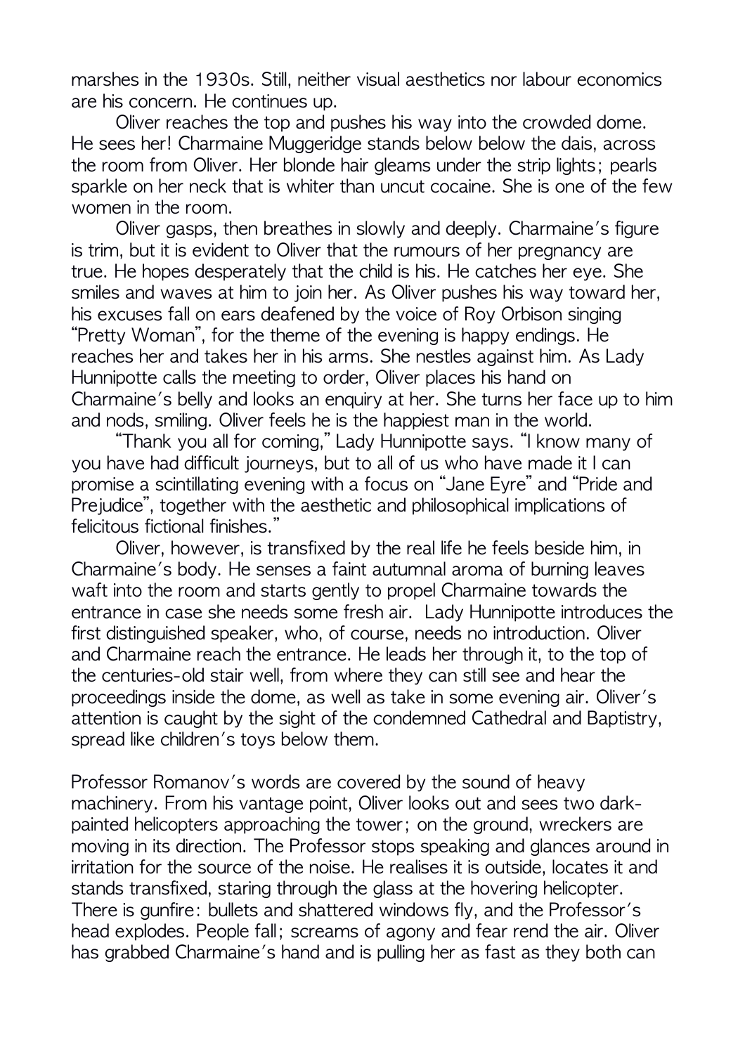marshes in the 1930s. Still, neither visual aesthetics nor labour economics are his concern. He continues up.

Oliver reaches the top and pushes his way into the crowded dome. He sees her! Charmaine Muggeridge stands below below the dais, across the room from Oliver. Her blonde hair gleams under the strip lights; pearls sparkle on her neck that is whiter than uncut cocaine. She is one of the few women in the room.

Oliver gasps, then breathes in slowly and deeply. Charmaine's figure is trim, but it is evident to Oliver that the rumours of her pregnancy are true. He hopes desperately that the child is his. He catches her eye. She smiles and waves at him to join her. As Oliver pushes his way toward her, his excuses fall on ears deafened by the voice of Roy Orbison singing "Pretty Woman", for the theme of the evening is happy endings. He reaches her and takes her in his arms. She nestles against him. As Lady Hunnipotte calls the meeting to order, Oliver places his hand on Charmaine's belly and looks an enquiry at her. She turns her face up to him and nods, smiling. Oliver feels he is the happiest man in the world.

"Thank you all for coming," Lady Hunnipotte says. "I know many of you have had difficult journeys, but to all of us who have made it I can promise a scintillating evening with a focus on "Jane Eyre" and "Pride and Prejudice", together with the aesthetic and philosophical implications of felicitous fictional finishes."

Oliver, however, is transfixed by the real life he feels beside him, in Charmaine's body. He senses a faint autumnal aroma of burning leaves waft into the room and starts gently to propel Charmaine towards the entrance in case she needs some fresh air. Lady Hunnipotte introduces the first distinguished speaker, who, of course, needs no introduction. Oliver and Charmaine reach the entrance. He leads her through it, to the top of the centuries-old stair well, from where they can still see and hear the proceedings inside the dome, as well as take in some evening air. Oliver's attention is caught by the sight of the condemned Cathedral and Baptistry, spread like children's toys below them.

Professor Romanov's words are covered by the sound of heavy machinery. From his vantage point, Oliver looks out and sees two dark-painted helicopters approaching the tower; on the ground, wreckers are moving in its direction. The Professor stops speaking and glances around in irritation for the source of the noise. He realises it is outside, locates it and stands transfixed, staring through the glass at the hovering helicopter. There is gunfire: bullets and shattered windows fly, and the Professor's head explodes. People fall; screams of agony and fear rend the air. Oliver has grabbed Charmaine's hand and is pulling her as fast as they both can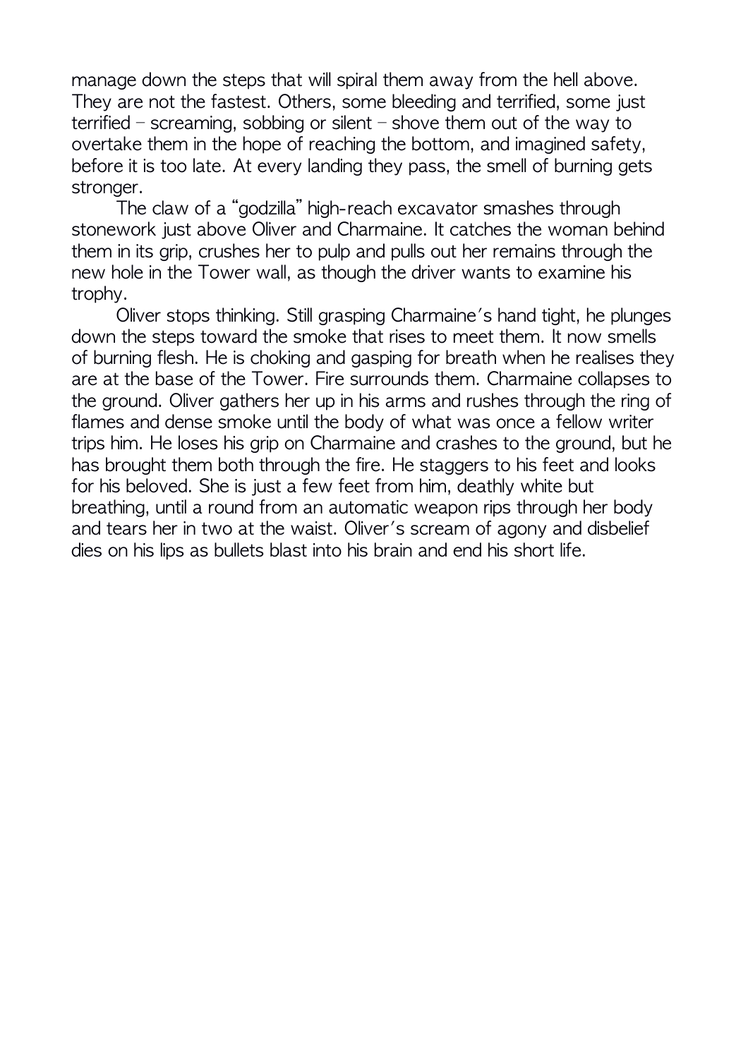manage down the steps that will spiral them away from the hell above. They are not the fastest. Others, some bleeding and terrified, some just terrified – screaming, sobbing or silent – shove them out of the way to overtake them in the hope of reaching the bottom, and imagined safety, before it is too late. At every landing they pass, the smell of burning gets stronger.

The claw of a "godzilla" high-reach excavator smashes through stonework just above Oliver and Charmaine. It catches the woman behind them in its grip, crushes her to pulp and pulls out her remains through the new hole in the Tower wall, as though the driver wants to examine his trophy.

Oliver stops thinking. Still grasping Charmaine's hand tight, he plunges down the steps toward the smoke that rises to meet them. It now smells of burning flesh. He is choking and gasping for breath when he realises they are at the base of the Tower. Fire surrounds them. Charmaine collapses to the ground. Oliver gathers her up in his arms and rushes through the ring of flames and dense smoke until the body of what was once a fellow writer trips him. He loses his grip on Charmaine and crashes to the ground, but he has brought them both through the fire. He staggers to his feet and looks for his beloved. She is just a few feet from him, deathly white but breathing, until a round from an automatic weapon rips through her body and tears her in two at the waist. Oliver's scream of agony and disbelief dies on his lips as bullets blast into his brain and end his short life.